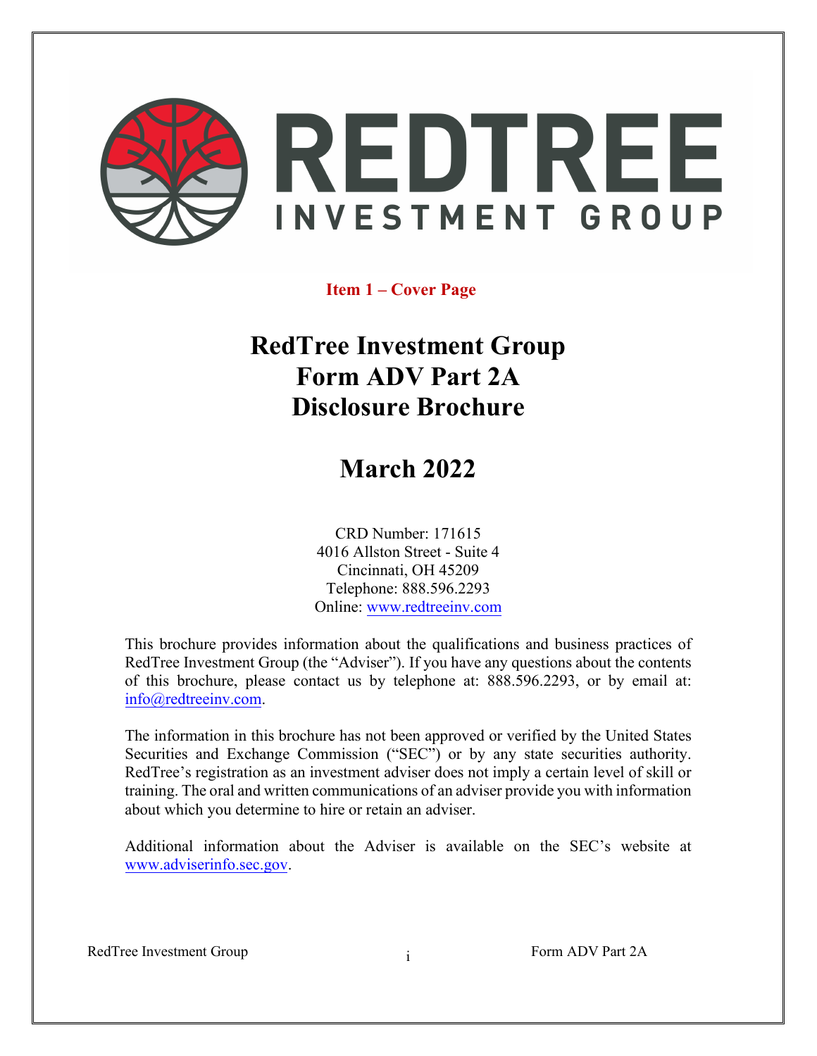REDTREE INVESTMENT GROUP

**Item 1 – Cover Page**

# RedTree Investment Group
# Form ADV Part 2A
# Disclosure Brochure

## March 2022

CRD Number: 171615
4016 Allston Street - Suite 4
Cincinnati, OH 45209
Telephone: 888.596.2293
Online: www.redtreeinv.com

This brochure provides information about the qualifications and business practices of RedTree Investment Group (the "Adviser"). If you have any questions about the contents of this brochure, please contact us by telephone at: 888.596.2293, or by email at: info@redtreeinv.com.

The information in this brochure has not been approved or verified by the United States Securities and Exchange Commission ("SEC") or by any state securities authority. RedTree's registration as an investment adviser does not imply a certain level of skill or training. The oral and written communications of an adviser provide you with information about which you determine to hire or retain an adviser.

Additional information about the Adviser is available on the SEC's website at www.adviserinfo.sec.gov.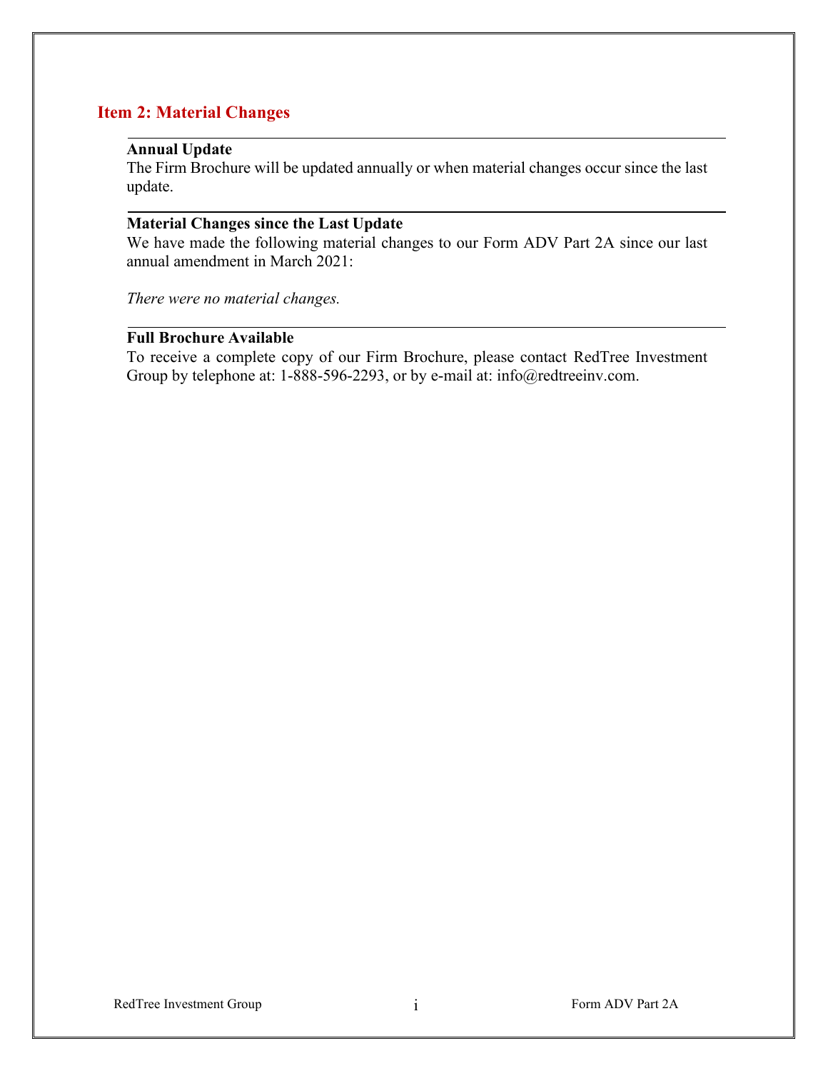## Item 2: Material Changes

**Annual Update**

The Firm Brochure will be updated annually or when material changes occur since the last update.

**Material Changes since the Last Update**

We have made the following material changes to our Form ADV Part 2A since our last annual amendment in March 2021:

*There were no material changes.*

**Full Brochure Available**

To receive a complete copy of our Firm Brochure, please contact RedTree Investment Group by telephone at: 1-888-596-2293, or by e-mail at: info@redtreeinv.com.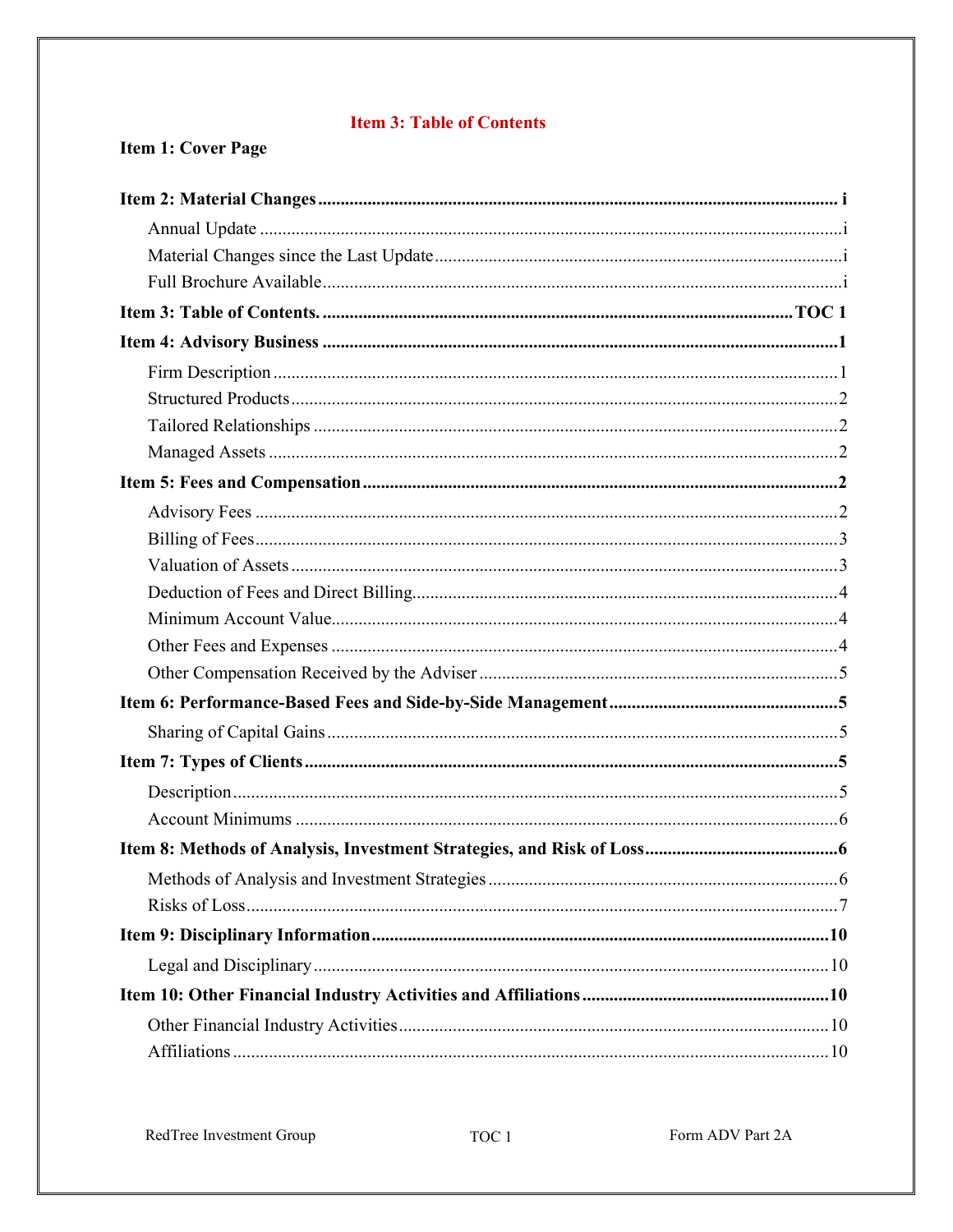## Item 3: Table of Contents

**Item 1: Cover Page**

**Item 2: Material Changes** .................................................. i

- Annual Update .................................................. i
- Material Changes since the Last Update .................................................. i
- Full Brochure Available .................................................. i

**Item 3: Table of Contents.** .................................................. TOC 1

**Item 4: Advisory Business** .................................................. 1

- Firm Description .................................................. 1
- Structured Products .................................................. 2
- Tailored Relationships .................................................. 2
- Managed Assets .................................................. 2

**Item 5: Fees and Compensation** .................................................. 2

- Advisory Fees .................................................. 2
- Billing of Fees .................................................. 3
- Valuation of Assets .................................................. 3
- Deduction of Fees and Direct Billing .................................................. 4
- Minimum Account Value .................................................. 4
- Other Fees and Expenses .................................................. 4
- Other Compensation Received by the Adviser .................................................. 5

**Item 6: Performance-Based Fees and Side-by-Side Management** .................................................. 5

- Sharing of Capital Gains .................................................. 5

**Item 7: Types of Clients** .................................................. 5

- Description .................................................. 5
- Account Minimums .................................................. 6

**Item 8: Methods of Analysis, Investment Strategies, and Risk of Loss** .................................................. 6

- Methods of Analysis and Investment Strategies .................................................. 6
- Risks of Loss .................................................. 7

**Item 9: Disciplinary Information** .................................................. 10

- Legal and Disciplinary .................................................. 10

**Item 10: Other Financial Industry Activities and Affiliations** .................................................. 10

- Other Financial Industry Activities .................................................. 10
- Affiliations .................................................. 10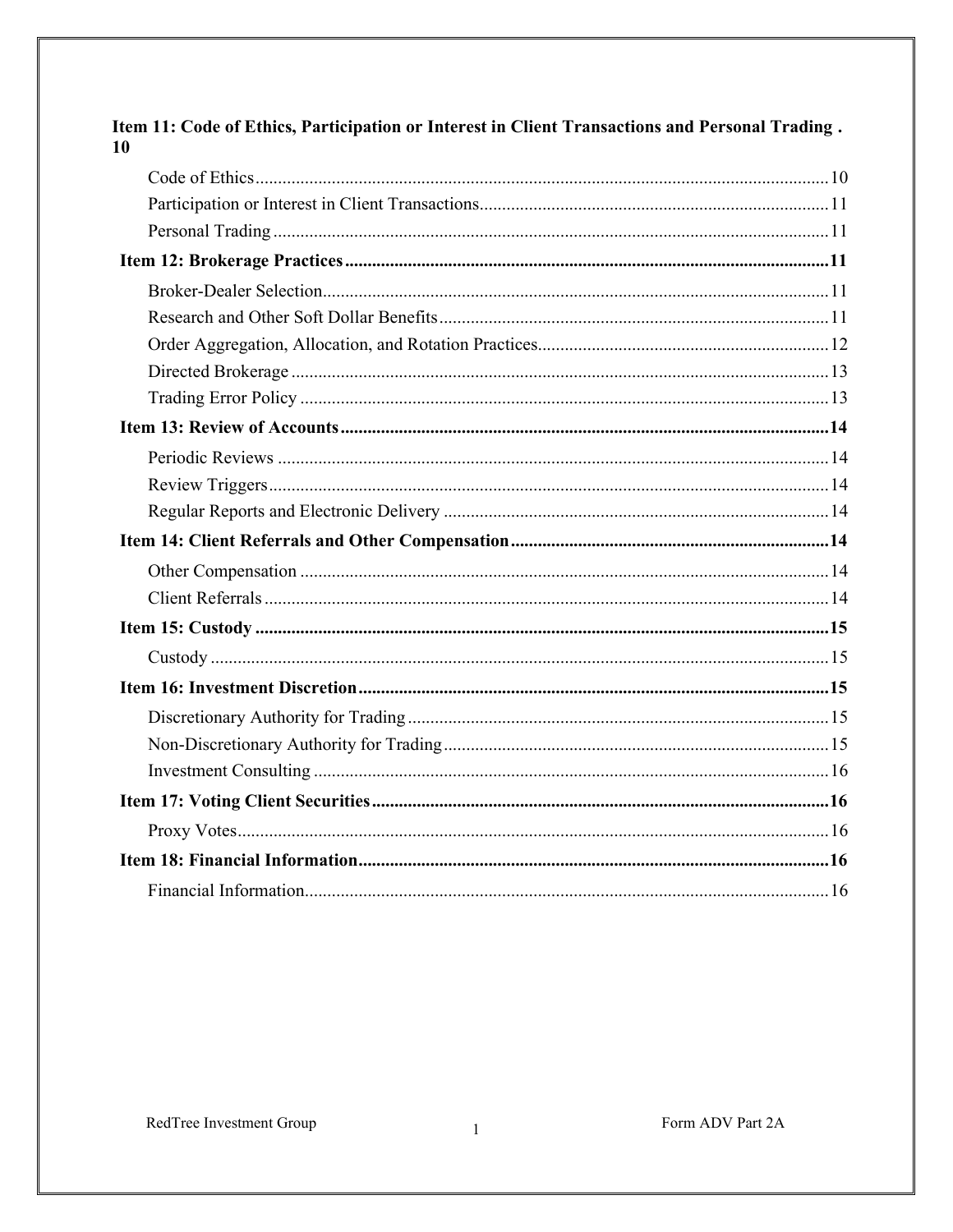**Item 11: Code of Ethics, Participation or Interest in Client Transactions and Personal Trading . 10**

- Code of Ethics ............................................................ 10
- Participation or Interest in Client Transactions ............................................................ 11
- Personal Trading ............................................................ 11

**Item 12: Brokerage Practices ............................................................ 11**

- Broker-Dealer Selection ............................................................ 11
- Research and Other Soft Dollar Benefits ............................................................ 11
- Order Aggregation, Allocation, and Rotation Practices ............................................................ 12
- Directed Brokerage ............................................................ 13
- Trading Error Policy ............................................................ 13

**Item 13: Review of Accounts ............................................................ 14**

- Periodic Reviews ............................................................ 14
- Review Triggers ............................................................ 14
- Regular Reports and Electronic Delivery ............................................................ 14

**Item 14: Client Referrals and Other Compensation ............................................................ 14**

- Other Compensation ............................................................ 14
- Client Referrals ............................................................ 14

**Item 15: Custody ............................................................ 15**

- Custody ............................................................ 15

**Item 16: Investment Discretion ............................................................ 15**

- Discretionary Authority for Trading ............................................................ 15
- Non-Discretionary Authority for Trading ............................................................ 15
- Investment Consulting ............................................................ 16

**Item 17: Voting Client Securities ............................................................ 16**

- Proxy Votes ............................................................ 16

**Item 18: Financial Information ............................................................ 16**

- Financial Information ............................................................ 16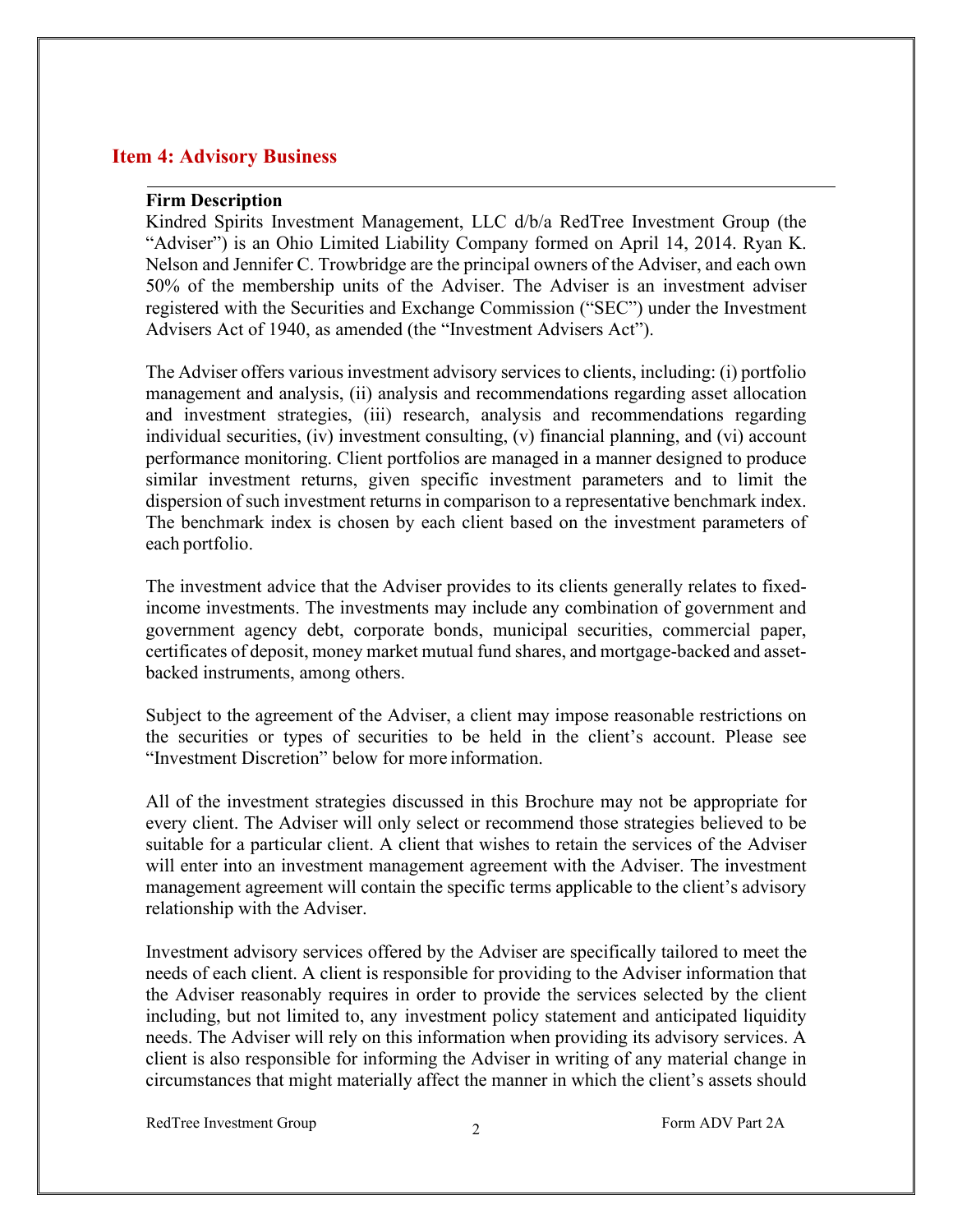## Item 4: Advisory Business

**Firm Description**

Kindred Spirits Investment Management, LLC d/b/a RedTree Investment Group (the "Adviser") is an Ohio Limited Liability Company formed on April 14, 2014. Ryan K. Nelson and Jennifer C. Trowbridge are the principal owners of the Adviser, and each own 50% of the membership units of the Adviser. The Adviser is an investment adviser registered with the Securities and Exchange Commission ("SEC") under the Investment Advisers Act of 1940, as amended (the "Investment Advisers Act").

The Adviser offers various investment advisory services to clients, including: (i) portfolio management and analysis, (ii) analysis and recommendations regarding asset allocation and investment strategies, (iii) research, analysis and recommendations regarding individual securities, (iv) investment consulting, (v) financial planning, and (vi) account performance monitoring. Client portfolios are managed in a manner designed to produce similar investment returns, given specific investment parameters and to limit the dispersion of such investment returns in comparison to a representative benchmark index. The benchmark index is chosen by each client based on the investment parameters of each portfolio.

The investment advice that the Adviser provides to its clients generally relates to fixed-income investments. The investments may include any combination of government and government agency debt, corporate bonds, municipal securities, commercial paper, certificates of deposit, money market mutual fund shares, and mortgage-backed and asset-backed instruments, among others.

Subject to the agreement of the Adviser, a client may impose reasonable restrictions on the securities or types of securities to be held in the client's account. Please see "Investment Discretion" below for more information.

All of the investment strategies discussed in this Brochure may not be appropriate for every client. The Adviser will only select or recommend those strategies believed to be suitable for a particular client. A client that wishes to retain the services of the Adviser will enter into an investment management agreement with the Adviser. The investment management agreement will contain the specific terms applicable to the client's advisory relationship with the Adviser.

Investment advisory services offered by the Adviser are specifically tailored to meet the needs of each client. A client is responsible for providing to the Adviser information that the Adviser reasonably requires in order to provide the services selected by the client including, but not limited to, any investment policy statement and anticipated liquidity needs. The Adviser will rely on this information when providing its advisory services. A client is also responsible for informing the Adviser in writing of any material change in circumstances that might materially affect the manner in which the client's assets should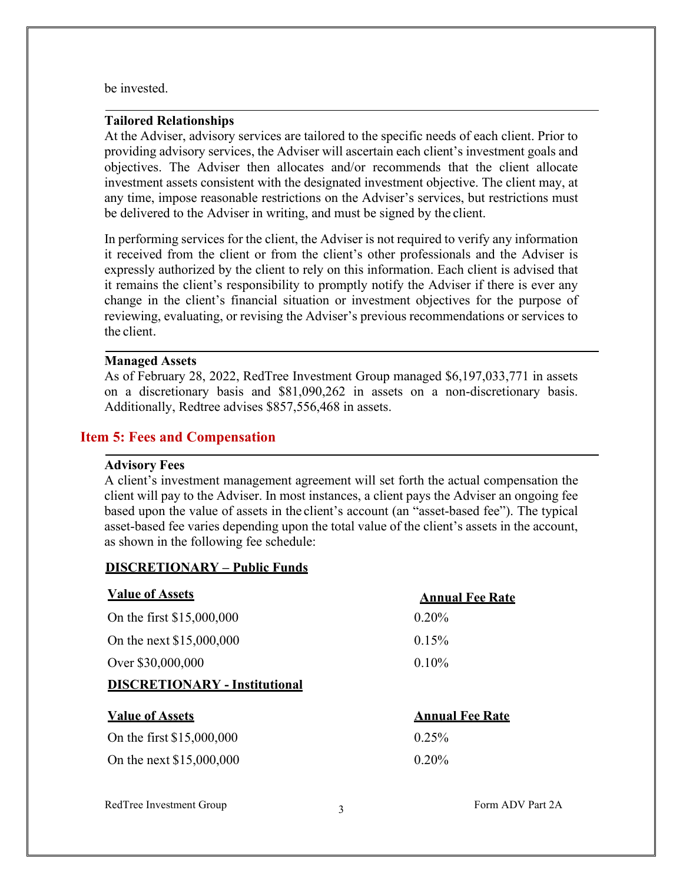be invested.

**Tailored Relationships**

At the Adviser, advisory services are tailored to the specific needs of each client. Prior to providing advisory services, the Adviser will ascertain each client's investment goals and objectives. The Adviser then allocates and/or recommends that the client allocate investment assets consistent with the designated investment objective. The client may, at any time, impose reasonable restrictions on the Adviser's services, but restrictions must be delivered to the Adviser in writing, and must be signed by the client.

In performing services for the client, the Adviser is not required to verify any information it received from the client or from the client's other professionals and the Adviser is expressly authorized by the client to rely on this information. Each client is advised that it remains the client's responsibility to promptly notify the Adviser if there is ever any change in the client's financial situation or investment objectives for the purpose of reviewing, evaluating, or revising the Adviser's previous recommendations or services to the client.

**Managed Assets**

As of February 28, 2022, RedTree Investment Group managed $6,197,033,771 in assets on a discretionary basis and $81,090,262 in assets on a non-discretionary basis. Additionally, Redtree advises $857,556,468 in assets.

## Item 5: Fees and Compensation

**Advisory Fees**

A client's investment management agreement will set forth the actual compensation the client will pay to the Adviser. In most instances, a client pays the Adviser an ongoing fee based upon the value of assets in the client's account (an "asset-based fee"). The typical asset-based fee varies depending upon the total value of the client's assets in the account, as shown in the following fee schedule:

**DISCRETIONARY – Public Funds**

| Value of Assets | Annual Fee Rate |
|---|---|
| On the first $15,000,000 | 0.20% |
| On the next $15,000,000 | 0.15% |
| Over $30,000,000 | 0.10% |

**DISCRETIONARY - Institutional**

| Value of Assets | Annual Fee Rate |
|---|---|
| On the first $15,000,000 | 0.25% |
| On the next $15,000,000 | 0.20% |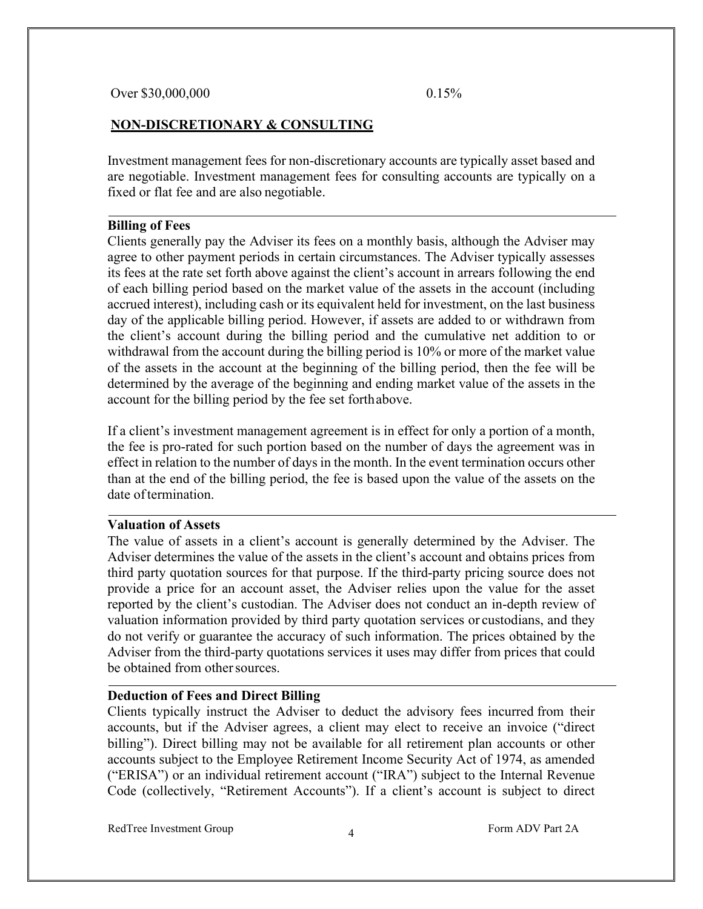| Over $30,000,000 | 0.15% |
|---|---|

**NON-DISCRETIONARY & CONSULTING**

Investment management fees for non-discretionary accounts are typically asset based and are negotiable. Investment management fees for consulting accounts are typically on a fixed or flat fee and are also negotiable.

**Billing of Fees**

Clients generally pay the Adviser its fees on a monthly basis, although the Adviser may agree to other payment periods in certain circumstances. The Adviser typically assesses its fees at the rate set forth above against the client's account in arrears following the end of each billing period based on the market value of the assets in the account (including accrued interest), including cash or its equivalent held for investment, on the last business day of the applicable billing period. However, if assets are added to or withdrawn from the client's account during the billing period and the cumulative net addition to or withdrawal from the account during the billing period is 10% or more of the market value of the assets in the account at the beginning of the billing period, then the fee will be determined by the average of the beginning and ending market value of the assets in the account for the billing period by the fee set forth above.

If a client's investment management agreement is in effect for only a portion of a month, the fee is pro-rated for such portion based on the number of days the agreement was in effect in relation to the number of days in the month. In the event termination occurs other than at the end of the billing period, the fee is based upon the value of the assets on the date of termination.

**Valuation of Assets**

The value of assets in a client's account is generally determined by the Adviser. The Adviser determines the value of the assets in the client's account and obtains prices from third party quotation sources for that purpose. If the third-party pricing source does not provide a price for an account asset, the Adviser relies upon the value for the asset reported by the client's custodian. The Adviser does not conduct an in-depth review of valuation information provided by third party quotation services or custodians, and they do not verify or guarantee the accuracy of such information. The prices obtained by the Adviser from the third-party quotations services it uses may differ from prices that could be obtained from other sources.

**Deduction of Fees and Direct Billing**

Clients typically instruct the Adviser to deduct the advisory fees incurred from their accounts, but if the Adviser agrees, a client may elect to receive an invoice ("direct billing"). Direct billing may not be available for all retirement plan accounts or other accounts subject to the Employee Retirement Income Security Act of 1974, as amended ("ERISA") or an individual retirement account ("IRA") subject to the Internal Revenue Code (collectively, "Retirement Accounts"). If a client's account is subject to direct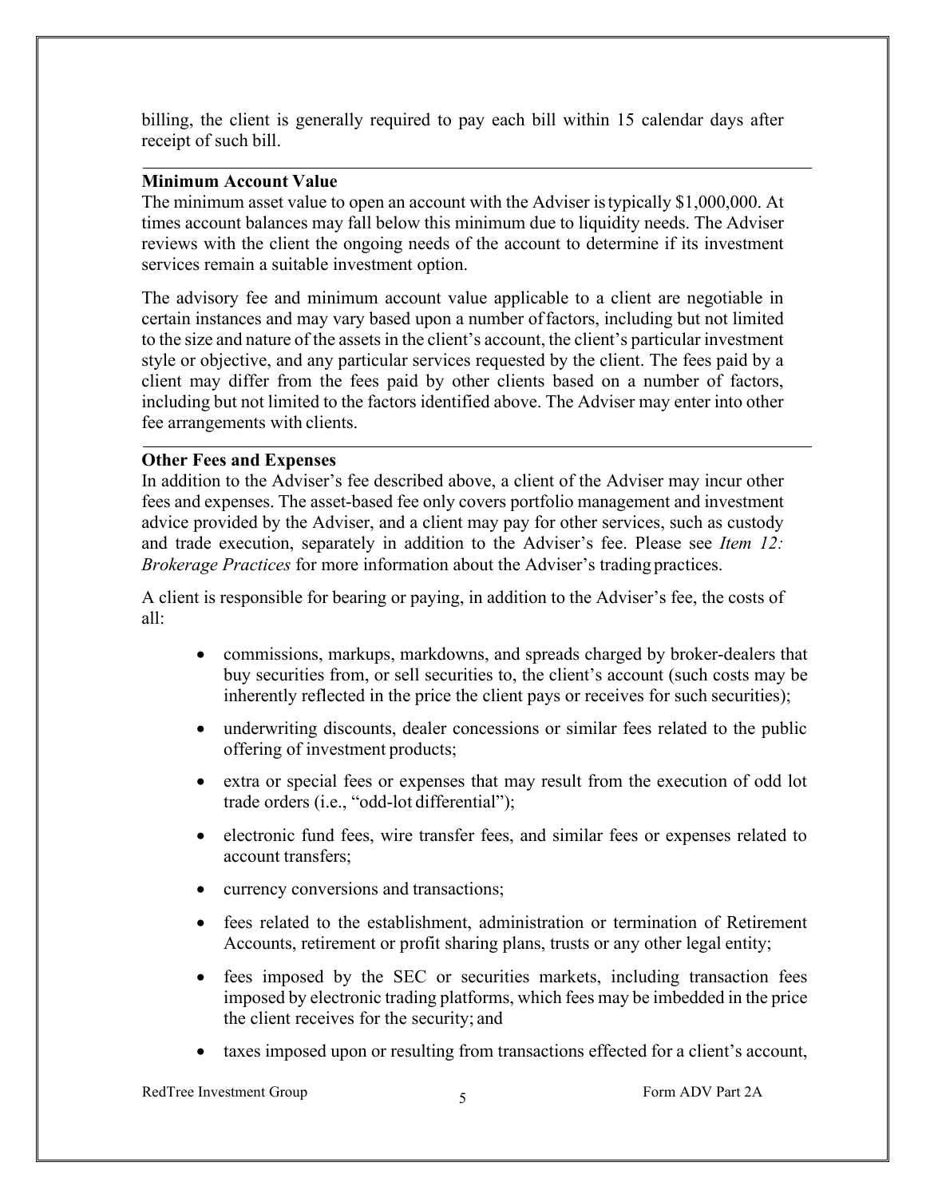billing, the client is generally required to pay each bill within 15 calendar days after receipt of such bill.

---

**Minimum Account Value**

The minimum asset value to open an account with the Adviser is typically $1,000,000. At times account balances may fall below this minimum due to liquidity needs. The Adviser reviews with the client the ongoing needs of the account to determine if its investment services remain a suitable investment option.

The advisory fee and minimum account value applicable to a client are negotiable in certain instances and may vary based upon a number of factors, including but not limited to the size and nature of the assets in the client's account, the client's particular investment style or objective, and any particular services requested by the client. The fees paid by a client may differ from the fees paid by other clients based on a number of factors, including but not limited to the factors identified above. The Adviser may enter into other fee arrangements with clients.

---

**Other Fees and Expenses**

In addition to the Adviser's fee described above, a client of the Adviser may incur other fees and expenses. The asset-based fee only covers portfolio management and investment advice provided by the Adviser, and a client may pay for other services, such as custody and trade execution, separately in addition to the Adviser's fee. Please see *Item 12: Brokerage Practices* for more information about the Adviser's trading practices.

A client is responsible for bearing or paying, in addition to the Adviser's fee, the costs of all:

- commissions, markups, markdowns, and spreads charged by broker-dealers that buy securities from, or sell securities to, the client's account (such costs may be inherently reflected in the price the client pays or receives for such securities);
- underwriting discounts, dealer concessions or similar fees related to the public offering of investment products;
- extra or special fees or expenses that may result from the execution of odd lot trade orders (i.e., "odd-lot differential");
- electronic fund fees, wire transfer fees, and similar fees or expenses related to account transfers;
- currency conversions and transactions;
- fees related to the establishment, administration or termination of Retirement Accounts, retirement or profit sharing plans, trusts or any other legal entity;
- fees imposed by the SEC or securities markets, including transaction fees imposed by electronic trading platforms, which fees may be imbedded in the price the client receives for the security; and
- taxes imposed upon or resulting from transactions effected for a client's account,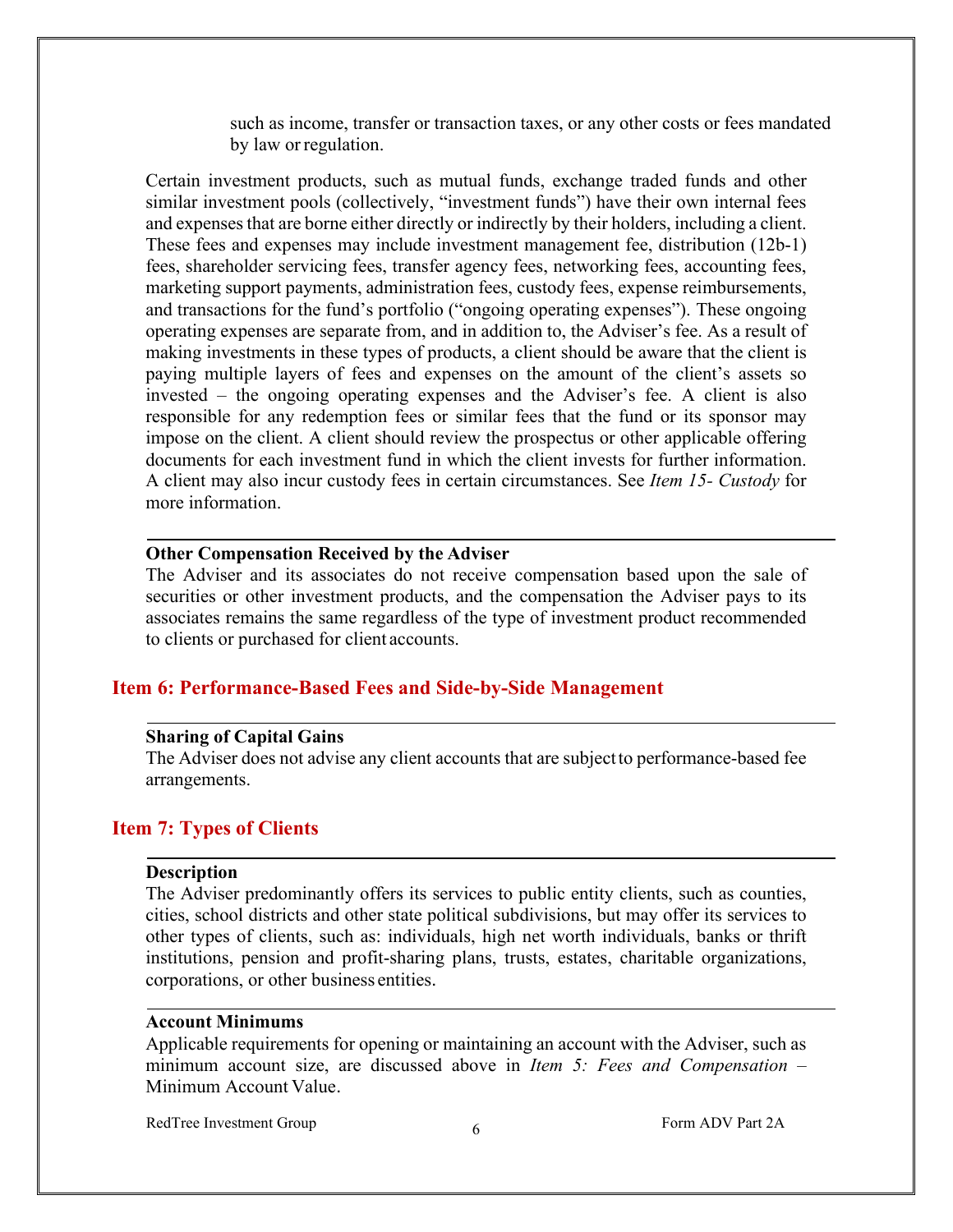such as income, transfer or transaction taxes, or any other costs or fees mandated by law or regulation.

Certain investment products, such as mutual funds, exchange traded funds and other similar investment pools (collectively, "investment funds") have their own internal fees and expenses that are borne either directly or indirectly by their holders, including a client. These fees and expenses may include investment management fee, distribution (12b-1) fees, shareholder servicing fees, transfer agency fees, networking fees, accounting fees, marketing support payments, administration fees, custody fees, expense reimbursements, and transactions for the fund's portfolio ("ongoing operating expenses"). These ongoing operating expenses are separate from, and in addition to, the Adviser's fee. As a result of making investments in these types of products, a client should be aware that the client is paying multiple layers of fees and expenses on the amount of the client's assets so invested – the ongoing operating expenses and the Adviser's fee. A client is also responsible for any redemption fees or similar fees that the fund or its sponsor may impose on the client. A client should review the prospectus or other applicable offering documents for each investment fund in which the client invests for further information. A client may also incur custody fees in certain circumstances. See *Item 15- Custody* for more information.

**Other Compensation Received by the Adviser**

The Adviser and its associates do not receive compensation based upon the sale of securities or other investment products, and the compensation the Adviser pays to its associates remains the same regardless of the type of investment product recommended to clients or purchased for client accounts.

## Item 6: Performance-Based Fees and Side-by-Side Management

**Sharing of Capital Gains**

The Adviser does not advise any client accounts that are subject to performance-based fee arrangements.

## Item 7: Types of Clients

**Description**

The Adviser predominantly offers its services to public entity clients, such as counties, cities, school districts and other state political subdivisions, but may offer its services to other types of clients, such as: individuals, high net worth individuals, banks or thrift institutions, pension and profit-sharing plans, trusts, estates, charitable organizations, corporations, or other business entities.

**Account Minimums**

Applicable requirements for opening or maintaining an account with the Adviser, such as minimum account size, are discussed above in *Item 5: Fees and Compensation* – Minimum Account Value.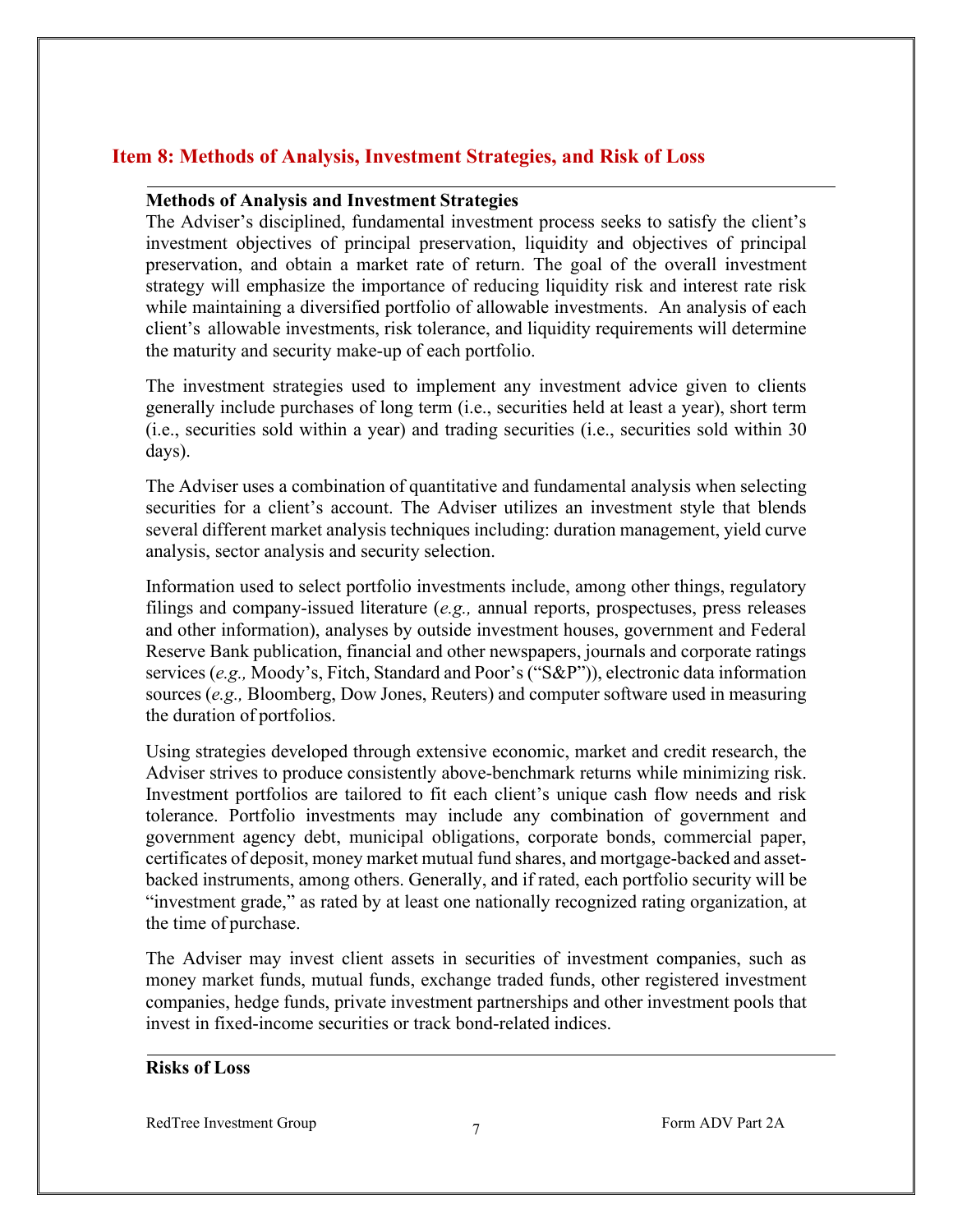## Item 8: Methods of Analysis, Investment Strategies, and Risk of Loss

### Methods of Analysis and Investment Strategies

The Adviser's disciplined, fundamental investment process seeks to satisfy the client's investment objectives of principal preservation, liquidity and objectives of principal preservation, and obtain a market rate of return. The goal of the overall investment strategy will emphasize the importance of reducing liquidity risk and interest rate risk while maintaining a diversified portfolio of allowable investments. An analysis of each client's allowable investments, risk tolerance, and liquidity requirements will determine the maturity and security make-up of each portfolio.

The investment strategies used to implement any investment advice given to clients generally include purchases of long term (i.e., securities held at least a year), short term (i.e., securities sold within a year) and trading securities (i.e., securities sold within 30 days).

The Adviser uses a combination of quantitative and fundamental analysis when selecting securities for a client's account. The Adviser utilizes an investment style that blends several different market analysis techniques including: duration management, yield curve analysis, sector analysis and security selection.

Information used to select portfolio investments include, among other things, regulatory filings and company-issued literature (*e.g.,* annual reports, prospectuses, press releases and other information), analyses by outside investment houses, government and Federal Reserve Bank publication, financial and other newspapers, journals and corporate ratings services (*e.g.,* Moody's, Fitch, Standard and Poor's ("S&P")), electronic data information sources (*e.g.,* Bloomberg, Dow Jones, Reuters) and computer software used in measuring the duration of portfolios.

Using strategies developed through extensive economic, market and credit research, the Adviser strives to produce consistently above-benchmark returns while minimizing risk. Investment portfolios are tailored to fit each client's unique cash flow needs and risk tolerance. Portfolio investments may include any combination of government and government agency debt, municipal obligations, corporate bonds, commercial paper, certificates of deposit, money market mutual fund shares, and mortgage-backed and asset-backed instruments, among others. Generally, and if rated, each portfolio security will be "investment grade," as rated by at least one nationally recognized rating organization, at the time of purchase.

The Adviser may invest client assets in securities of investment companies, such as money market funds, mutual funds, exchange traded funds, other registered investment companies, hedge funds, private investment partnerships and other investment pools that invest in fixed-income securities or track bond-related indices.

### Risks of Loss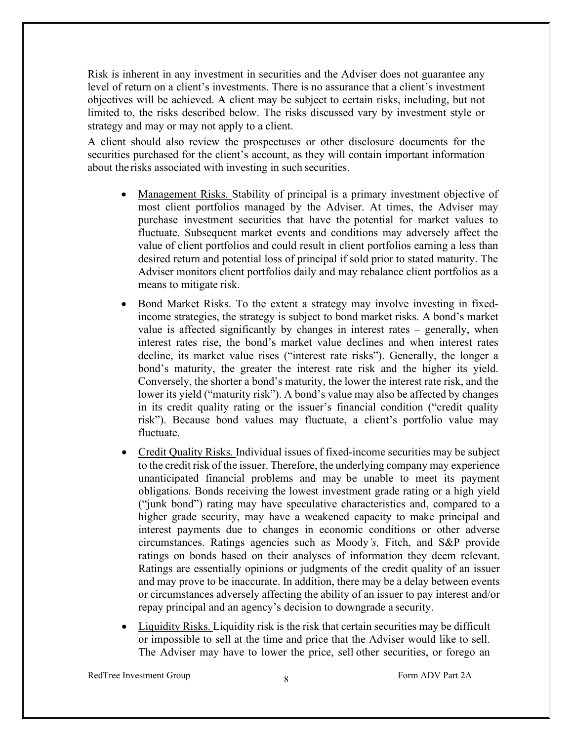Risk is inherent in any investment in securities and the Adviser does not guarantee any level of return on a client's investments. There is no assurance that a client's investment objectives will be achieved. A client may be subject to certain risks, including, but not limited to, the risks described below. The risks discussed vary by investment style or strategy and may or may not apply to a client.

A client should also review the prospectuses or other disclosure documents for the securities purchased for the client's account, as they will contain important information about the risks associated with investing in such securities.

- <u>Management Risks.</u> Stability of principal is a primary investment objective of most client portfolios managed by the Adviser. At times, the Adviser may purchase investment securities that have the potential for market values to fluctuate. Subsequent market events and conditions may adversely affect the value of client portfolios and could result in client portfolios earning a less than desired return and potential loss of principal if sold prior to stated maturity. The Adviser monitors client portfolios daily and may rebalance client portfolios as a means to mitigate risk.
- <u>Bond Market Risks.</u> To the extent a strategy may involve investing in fixed-income strategies, the strategy is subject to bond market risks. A bond's market value is affected significantly by changes in interest rates – generally, when interest rates rise, the bond's market value declines and when interest rates decline, its market value rises ("interest rate risks"). Generally, the longer a bond's maturity, the greater the interest rate risk and the higher its yield. Conversely, the shorter a bond's maturity, the lower the interest rate risk, and the lower its yield ("maturity risk"). A bond's value may also be affected by changes in its credit quality rating or the issuer's financial condition ("credit quality risk"). Because bond values may fluctuate, a client's portfolio value may fluctuate.
- <u>Credit Quality Risks.</u> Individual issues of fixed-income securities may be subject to the credit risk of the issuer. Therefore, the underlying company may experience unanticipated financial problems and may be unable to meet its payment obligations. Bonds receiving the lowest investment grade rating or a high yield ("junk bond") rating may have speculative characteristics and, compared to a higher grade security, may have a weakened capacity to make principal and interest payments due to changes in economic conditions or other adverse circumstances. Ratings agencies such as Moody*'s,* Fitch, and S&P provide ratings on bonds based on their analyses of information they deem relevant. Ratings are essentially opinions or judgments of the credit quality of an issuer and may prove to be inaccurate. In addition, there may be a delay between events or circumstances adversely affecting the ability of an issuer to pay interest and/or repay principal and an agency's decision to downgrade a security.
- <u>Liquidity Risks.</u> Liquidity risk is the risk that certain securities may be difficult or impossible to sell at the time and price that the Adviser would like to sell. The Adviser may have to lower the price, sell other securities, or forego an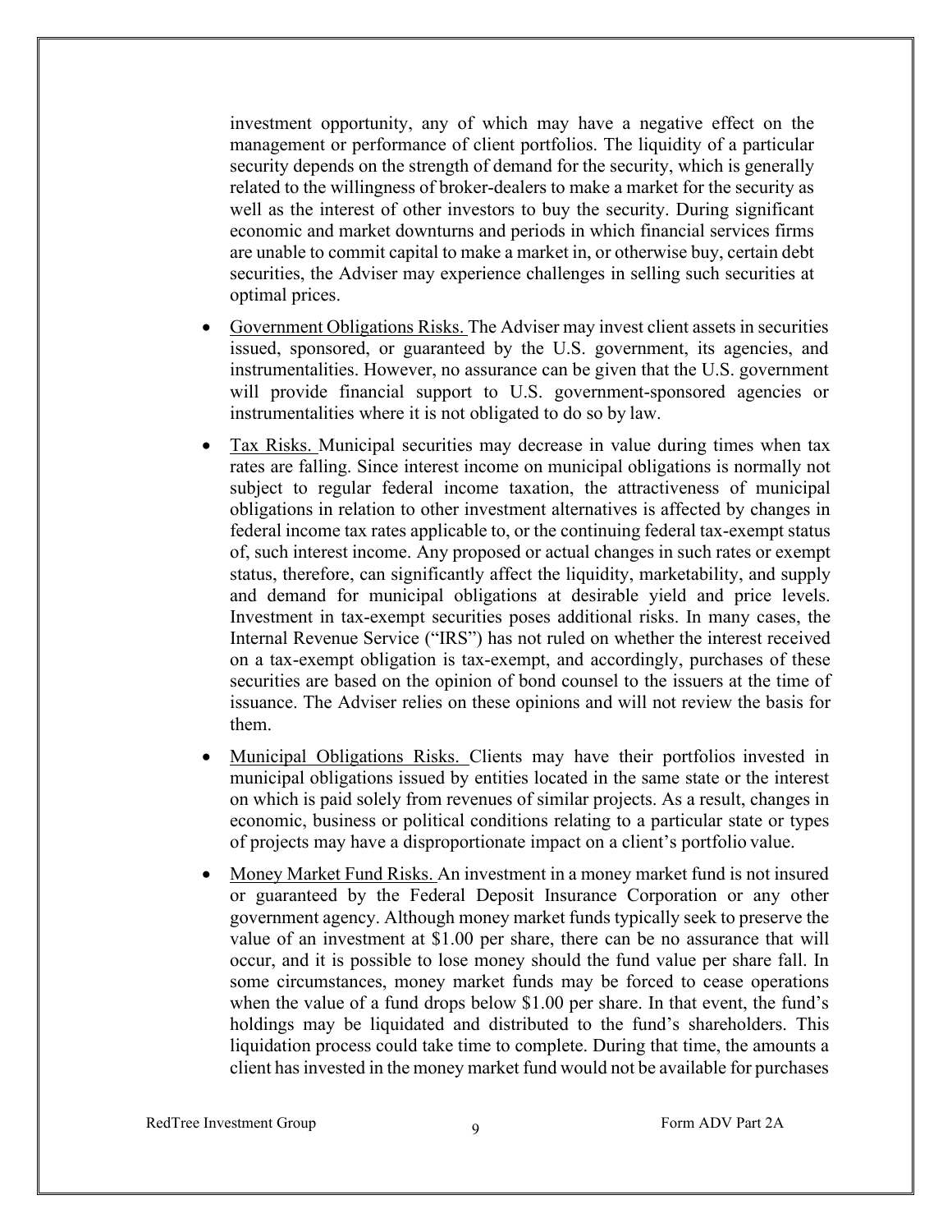investment opportunity, any of which may have a negative effect on the management or performance of client portfolios. The liquidity of a particular security depends on the strength of demand for the security, which is generally related to the willingness of broker-dealers to make a market for the security as well as the interest of other investors to buy the security. During significant economic and market downturns and periods in which financial services firms are unable to commit capital to make a market in, or otherwise buy, certain debt securities, the Adviser may experience challenges in selling such securities at optimal prices.

- Government Obligations Risks. The Adviser may invest client assets in securities issued, sponsored, or guaranteed by the U.S. government, its agencies, and instrumentalities. However, no assurance can be given that the U.S. government will provide financial support to U.S. government-sponsored agencies or instrumentalities where it is not obligated to do so by law.
- Tax Risks. Municipal securities may decrease in value during times when tax rates are falling. Since interest income on municipal obligations is normally not subject to regular federal income taxation, the attractiveness of municipal obligations in relation to other investment alternatives is affected by changes in federal income tax rates applicable to, or the continuing federal tax-exempt status of, such interest income. Any proposed or actual changes in such rates or exempt status, therefore, can significantly affect the liquidity, marketability, and supply and demand for municipal obligations at desirable yield and price levels. Investment in tax-exempt securities poses additional risks. In many cases, the Internal Revenue Service ("IRS") has not ruled on whether the interest received on a tax-exempt obligation is tax-exempt, and accordingly, purchases of these securities are based on the opinion of bond counsel to the issuers at the time of issuance. The Adviser relies on these opinions and will not review the basis for them.
- Municipal Obligations Risks. Clients may have their portfolios invested in municipal obligations issued by entities located in the same state or the interest on which is paid solely from revenues of similar projects. As a result, changes in economic, business or political conditions relating to a particular state or types of projects may have a disproportionate impact on a client's portfolio value.
- Money Market Fund Risks. An investment in a money market fund is not insured or guaranteed by the Federal Deposit Insurance Corporation or any other government agency. Although money market funds typically seek to preserve the value of an investment at $1.00 per share, there can be no assurance that will occur, and it is possible to lose money should the fund value per share fall. In some circumstances, money market funds may be forced to cease operations when the value of a fund drops below $1.00 per share. In that event, the fund's holdings may be liquidated and distributed to the fund's shareholders. This liquidation process could take time to complete. During that time, the amounts a client has invested in the money market fund would not be available for purchases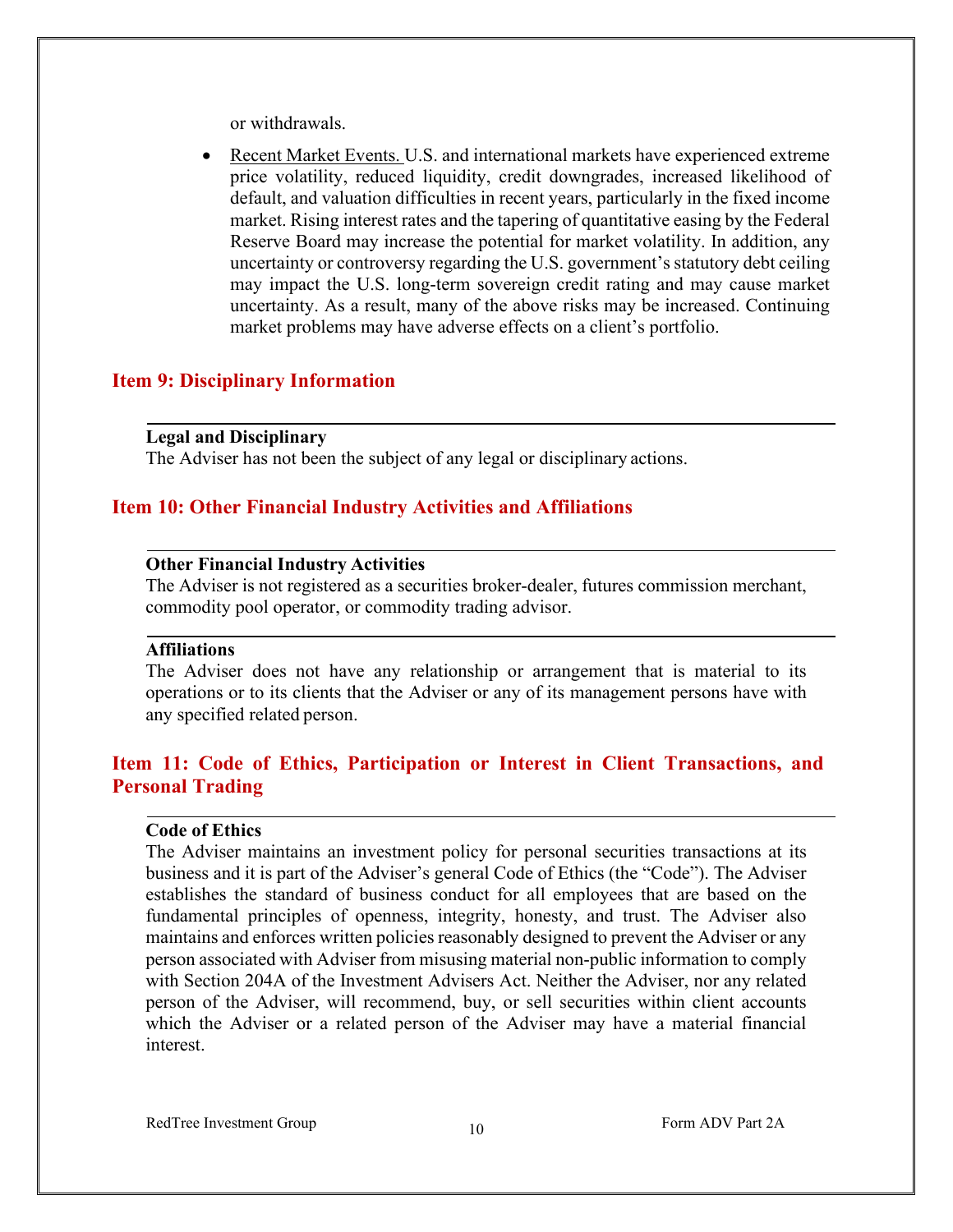or withdrawals.

- Recent Market Events. U.S. and international markets have experienced extreme price volatility, reduced liquidity, credit downgrades, increased likelihood of default, and valuation difficulties in recent years, particularly in the fixed income market. Rising interest rates and the tapering of quantitative easing by the Federal Reserve Board may increase the potential for market volatility. In addition, any uncertainty or controversy regarding the U.S. government's statutory debt ceiling may impact the U.S. long-term sovereign credit rating and may cause market uncertainty. As a result, many of the above risks may be increased. Continuing market problems may have adverse effects on a client's portfolio.

## Item 9: Disciplinary Information

**Legal and Disciplinary**
The Adviser has not been the subject of any legal or disciplinary actions.

## Item 10: Other Financial Industry Activities and Affiliations

**Other Financial Industry Activities**
The Adviser is not registered as a securities broker-dealer, futures commission merchant, commodity pool operator, or commodity trading advisor.

**Affiliations**
The Adviser does not have any relationship or arrangement that is material to its operations or to its clients that the Adviser or any of its management persons have with any specified related person.

## Item 11: Code of Ethics, Participation or Interest in Client Transactions, and Personal Trading

**Code of Ethics**
The Adviser maintains an investment policy for personal securities transactions at its business and it is part of the Adviser's general Code of Ethics (the "Code"). The Adviser establishes the standard of business conduct for all employees that are based on the fundamental principles of openness, integrity, honesty, and trust. The Adviser also maintains and enforces written policies reasonably designed to prevent the Adviser or any person associated with Adviser from misusing material non-public information to comply with Section 204A of the Investment Advisers Act. Neither the Adviser, nor any related person of the Adviser, will recommend, buy, or sell securities within client accounts which the Adviser or a related person of the Adviser may have a material financial interest.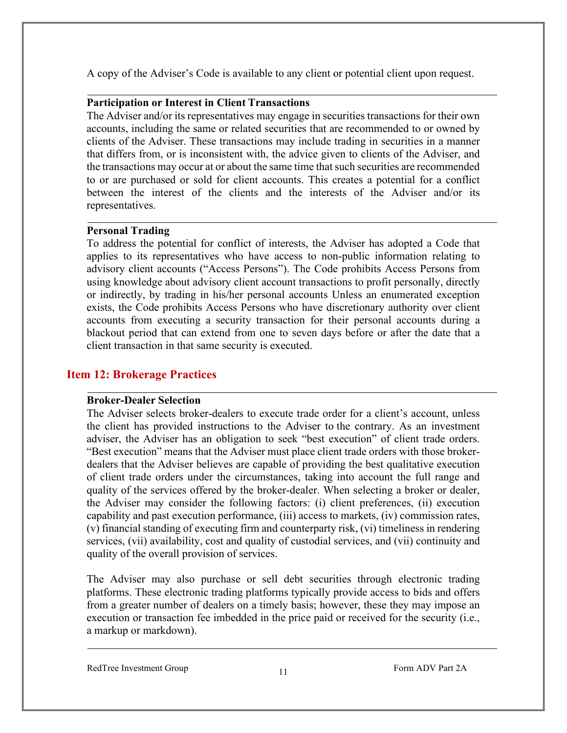A copy of the Adviser's Code is available to any client or potential client upon request.

### Participation or Interest in Client Transactions

The Adviser and/or its representatives may engage in securities transactions for their own accounts, including the same or related securities that are recommended to or owned by clients of the Adviser. These transactions may include trading in securities in a manner that differs from, or is inconsistent with, the advice given to clients of the Adviser, and the transactions may occur at or about the same time that such securities are recommended to or are purchased or sold for client accounts. This creates a potential for a conflict between the interest of the clients and the interests of the Adviser and/or its representatives.

### Personal Trading

To address the potential for conflict of interests, the Adviser has adopted a Code that applies to its representatives who have access to non-public information relating to advisory client accounts ("Access Persons"). The Code prohibits Access Persons from using knowledge about advisory client account transactions to profit personally, directly or indirectly, by trading in his/her personal accounts Unless an enumerated exception exists, the Code prohibits Access Persons who have discretionary authority over client accounts from executing a security transaction for their personal accounts during a blackout period that can extend from one to seven days before or after the date that a client transaction in that same security is executed.

## Item 12: Brokerage Practices

### Broker-Dealer Selection

The Adviser selects broker-dealers to execute trade order for a client's account, unless the client has provided instructions to the Adviser to the contrary. As an investment adviser, the Adviser has an obligation to seek "best execution" of client trade orders. "Best execution" means that the Adviser must place client trade orders with those broker-dealers that the Adviser believes are capable of providing the best qualitative execution of client trade orders under the circumstances, taking into account the full range and quality of the services offered by the broker-dealer. When selecting a broker or dealer, the Adviser may consider the following factors: (i) client preferences, (ii) execution capability and past execution performance, (iii) access to markets, (iv) commission rates, (v) financial standing of executing firm and counterparty risk, (vi) timeliness in rendering services, (vii) availability, cost and quality of custodial services, and (vii) continuity and quality of the overall provision of services.

The Adviser may also purchase or sell debt securities through electronic trading platforms. These electronic trading platforms typically provide access to bids and offers from a greater number of dealers on a timely basis; however, these they may impose an execution or transaction fee imbedded in the price paid or received for the security (i.e., a markup or markdown).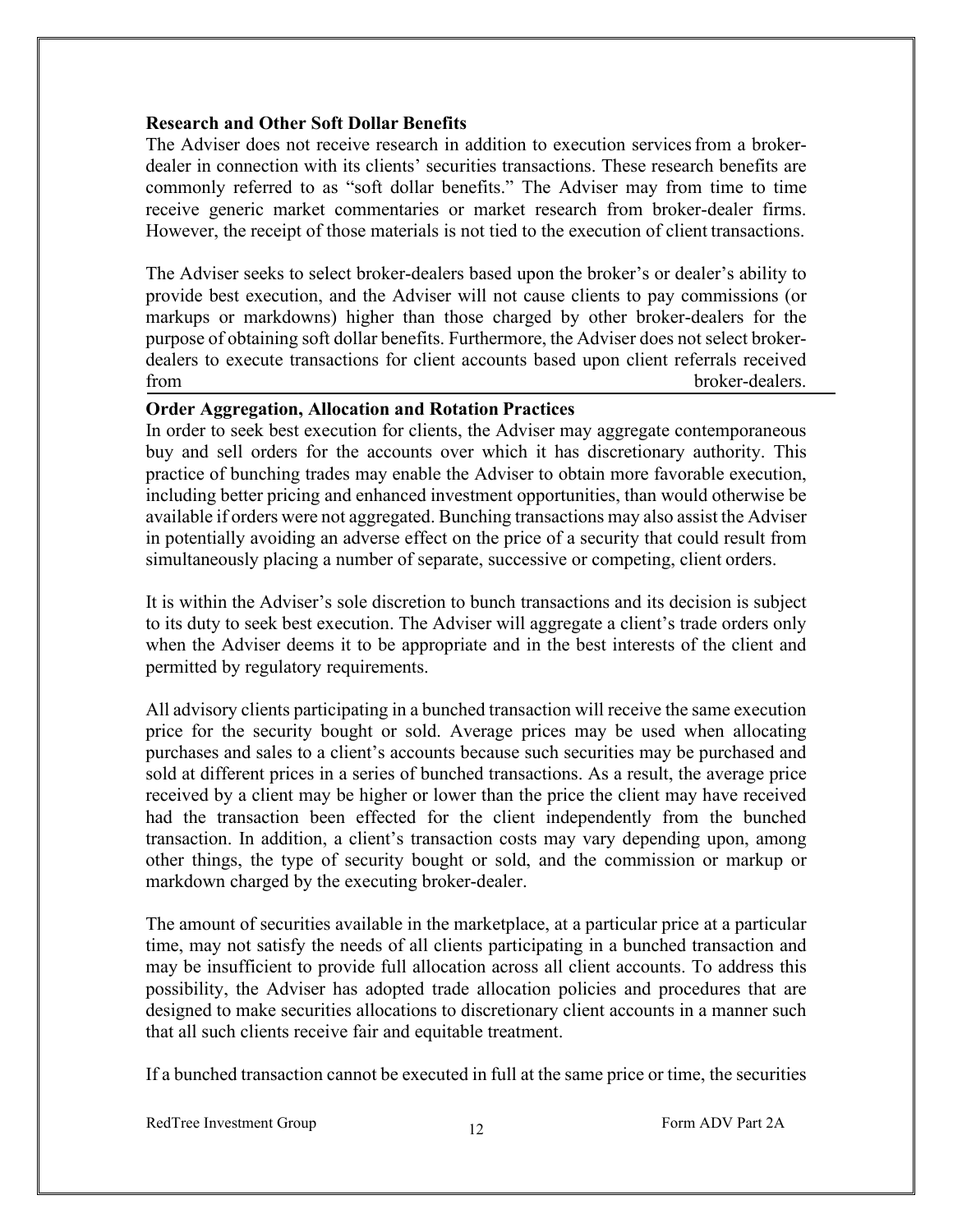**Research and Other Soft Dollar Benefits**

The Adviser does not receive research in addition to execution services from a broker-dealer in connection with its clients' securities transactions. These research benefits are commonly referred to as "soft dollar benefits." The Adviser may from time to time receive generic market commentaries or market research from broker-dealer firms. However, the receipt of those materials is not tied to the execution of client transactions.

The Adviser seeks to select broker-dealers based upon the broker's or dealer's ability to provide best execution, and the Adviser will not cause clients to pay commissions (or markups or markdowns) higher than those charged by other broker-dealers for the purpose of obtaining soft dollar benefits. Furthermore, the Adviser does not select broker-dealers to execute transactions for client accounts based upon client referrals received from broker-dealers.

**Order Aggregation, Allocation and Rotation Practices**

In order to seek best execution for clients, the Adviser may aggregate contemporaneous buy and sell orders for the accounts over which it has discretionary authority. This practice of bunching trades may enable the Adviser to obtain more favorable execution, including better pricing and enhanced investment opportunities, than would otherwise be available if orders were not aggregated. Bunching transactions may also assist the Adviser in potentially avoiding an adverse effect on the price of a security that could result from simultaneously placing a number of separate, successive or competing, client orders.

It is within the Adviser's sole discretion to bunch transactions and its decision is subject to its duty to seek best execution. The Adviser will aggregate a client's trade orders only when the Adviser deems it to be appropriate and in the best interests of the client and permitted by regulatory requirements.

All advisory clients participating in a bunched transaction will receive the same execution price for the security bought or sold. Average prices may be used when allocating purchases and sales to a client's accounts because such securities may be purchased and sold at different prices in a series of bunched transactions. As a result, the average price received by a client may be higher or lower than the price the client may have received had the transaction been effected for the client independently from the bunched transaction. In addition, a client's transaction costs may vary depending upon, among other things, the type of security bought or sold, and the commission or markup or markdown charged by the executing broker-dealer.

The amount of securities available in the marketplace, at a particular price at a particular time, may not satisfy the needs of all clients participating in a bunched transaction and may be insufficient to provide full allocation across all client accounts. To address this possibility, the Adviser has adopted trade allocation policies and procedures that are designed to make securities allocations to discretionary client accounts in a manner such that all such clients receive fair and equitable treatment.

If a bunched transaction cannot be executed in full at the same price or time, the securities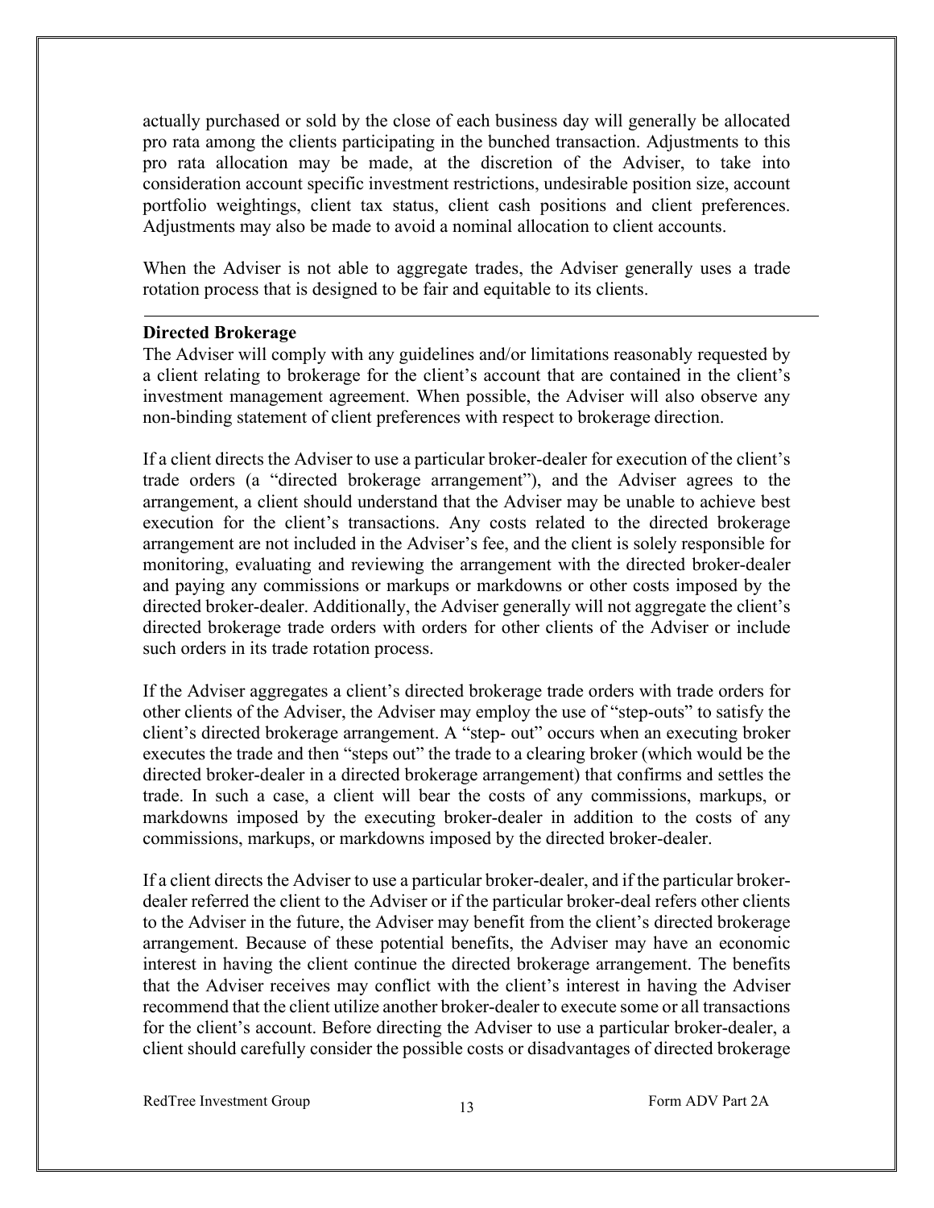actually purchased or sold by the close of each business day will generally be allocated pro rata among the clients participating in the bunched transaction. Adjustments to this pro rata allocation may be made, at the discretion of the Adviser, to take into consideration account specific investment restrictions, undesirable position size, account portfolio weightings, client tax status, client cash positions and client preferences. Adjustments may also be made to avoid a nominal allocation to client accounts.

When the Adviser is not able to aggregate trades, the Adviser generally uses a trade rotation process that is designed to be fair and equitable to its clients.

---

**Directed Brokerage**

The Adviser will comply with any guidelines and/or limitations reasonably requested by a client relating to brokerage for the client's account that are contained in the client's investment management agreement. When possible, the Adviser will also observe any non-binding statement of client preferences with respect to brokerage direction.

If a client directs the Adviser to use a particular broker-dealer for execution of the client's trade orders (a "directed brokerage arrangement"), and the Adviser agrees to the arrangement, a client should understand that the Adviser may be unable to achieve best execution for the client's transactions. Any costs related to the directed brokerage arrangement are not included in the Adviser's fee, and the client is solely responsible for monitoring, evaluating and reviewing the arrangement with the directed broker-dealer and paying any commissions or markups or markdowns or other costs imposed by the directed broker-dealer. Additionally, the Adviser generally will not aggregate the client's directed brokerage trade orders with orders for other clients of the Adviser or include such orders in its trade rotation process.

If the Adviser aggregates a client's directed brokerage trade orders with trade orders for other clients of the Adviser, the Adviser may employ the use of "step-outs" to satisfy the client's directed brokerage arrangement. A "step- out" occurs when an executing broker executes the trade and then "steps out" the trade to a clearing broker (which would be the directed broker-dealer in a directed brokerage arrangement) that confirms and settles the trade. In such a case, a client will bear the costs of any commissions, markups, or markdowns imposed by the executing broker-dealer in addition to the costs of any commissions, markups, or markdowns imposed by the directed broker-dealer.

If a client directs the Adviser to use a particular broker-dealer, and if the particular broker-dealer referred the client to the Adviser or if the particular broker-deal refers other clients to the Adviser in the future, the Adviser may benefit from the client's directed brokerage arrangement. Because of these potential benefits, the Adviser may have an economic interest in having the client continue the directed brokerage arrangement. The benefits that the Adviser receives may conflict with the client's interest in having the Adviser recommend that the client utilize another broker-dealer to execute some or all transactions for the client's account. Before directing the Adviser to use a particular broker-dealer, a client should carefully consider the possible costs or disadvantages of directed brokerage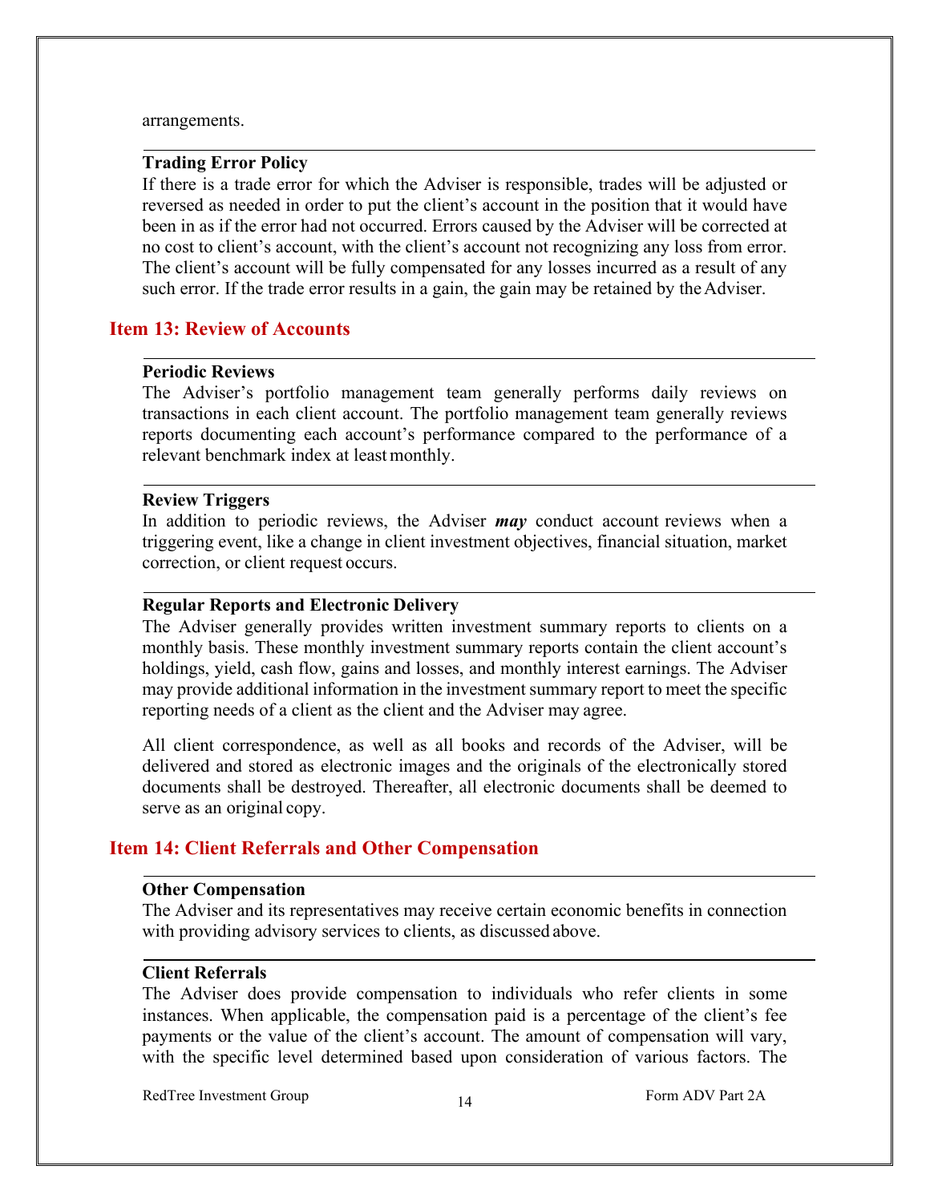arrangements.

### Trading Error Policy

If there is a trade error for which the Adviser is responsible, trades will be adjusted or reversed as needed in order to put the client's account in the position that it would have been in as if the error had not occurred. Errors caused by the Adviser will be corrected at no cost to client's account, with the client's account not recognizing any loss from error. The client's account will be fully compensated for any losses incurred as a result of any such error. If the trade error results in a gain, the gain may be retained by the Adviser.

## Item 13: Review of Accounts

### Periodic Reviews

The Adviser's portfolio management team generally performs daily reviews on transactions in each client account. The portfolio management team generally reviews reports documenting each account's performance compared to the performance of a relevant benchmark index at least monthly.

### Review Triggers

In addition to periodic reviews, the Adviser ***may*** conduct account reviews when a triggering event, like a change in client investment objectives, financial situation, market correction, or client request occurs.

### Regular Reports and Electronic Delivery

The Adviser generally provides written investment summary reports to clients on a monthly basis. These monthly investment summary reports contain the client account's holdings, yield, cash flow, gains and losses, and monthly interest earnings. The Adviser may provide additional information in the investment summary report to meet the specific reporting needs of a client as the client and the Adviser may agree.

All client correspondence, as well as all books and records of the Adviser, will be delivered and stored as electronic images and the originals of the electronically stored documents shall be destroyed. Thereafter, all electronic documents shall be deemed to serve as an original copy.

## Item 14: Client Referrals and Other Compensation

### Other Compensation

The Adviser and its representatives may receive certain economic benefits in connection with providing advisory services to clients, as discussed above.

### Client Referrals

The Adviser does provide compensation to individuals who refer clients in some instances. When applicable, the compensation paid is a percentage of the client's fee payments or the value of the client's account. The amount of compensation will vary, with the specific level determined based upon consideration of various factors. The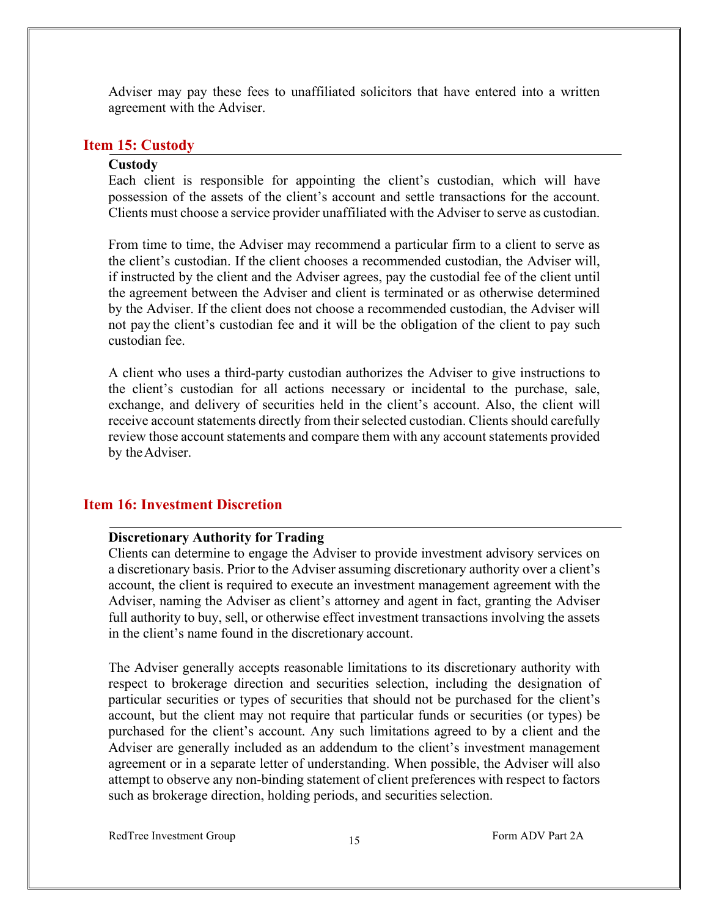Adviser may pay these fees to unaffiliated solicitors that have entered into a written agreement with the Adviser.

## Item 15: Custody

**Custody**

Each client is responsible for appointing the client's custodian, which will have possession of the assets of the client's account and settle transactions for the account. Clients must choose a service provider unaffiliated with the Adviser to serve as custodian.

From time to time, the Adviser may recommend a particular firm to a client to serve as the client's custodian. If the client chooses a recommended custodian, the Adviser will, if instructed by the client and the Adviser agrees, pay the custodial fee of the client until the agreement between the Adviser and client is terminated or as otherwise determined by the Adviser. If the client does not choose a recommended custodian, the Adviser will not pay the client's custodian fee and it will be the obligation of the client to pay such custodian fee.

A client who uses a third-party custodian authorizes the Adviser to give instructions to the client's custodian for all actions necessary or incidental to the purchase, sale, exchange, and delivery of securities held in the client's account. Also, the client will receive account statements directly from their selected custodian. Clients should carefully review those account statements and compare them with any account statements provided by the Adviser.

## Item 16: Investment Discretion

**Discretionary Authority for Trading**

Clients can determine to engage the Adviser to provide investment advisory services on a discretionary basis. Prior to the Adviser assuming discretionary authority over a client's account, the client is required to execute an investment management agreement with the Adviser, naming the Adviser as client's attorney and agent in fact, granting the Adviser full authority to buy, sell, or otherwise effect investment transactions involving the assets in the client's name found in the discretionary account.

The Adviser generally accepts reasonable limitations to its discretionary authority with respect to brokerage direction and securities selection, including the designation of particular securities or types of securities that should not be purchased for the client's account, but the client may not require that particular funds or securities (or types) be purchased for the client's account. Any such limitations agreed to by a client and the Adviser are generally included as an addendum to the client's investment management agreement or in a separate letter of understanding. When possible, the Adviser will also attempt to observe any non-binding statement of client preferences with respect to factors such as brokerage direction, holding periods, and securities selection.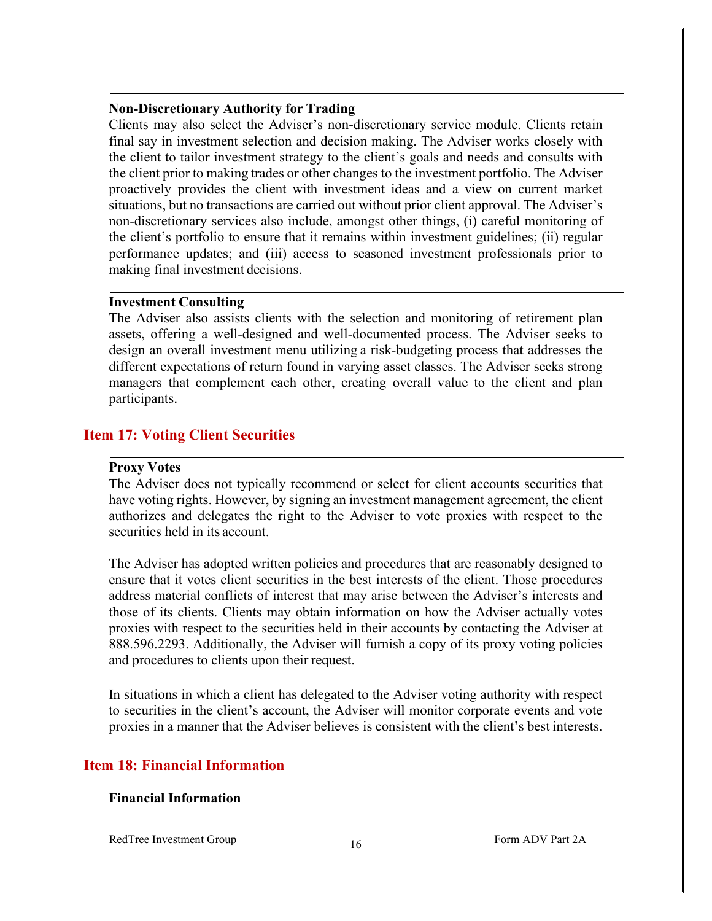### Non-Discretionary Authority for Trading

Clients may also select the Adviser's non-discretionary service module. Clients retain final say in investment selection and decision making. The Adviser works closely with the client to tailor investment strategy to the client's goals and needs and consults with the client prior to making trades or other changes to the investment portfolio. The Adviser proactively provides the client with investment ideas and a view on current market situations, but no transactions are carried out without prior client approval. The Adviser's non-discretionary services also include, amongst other things, (i) careful monitoring of the client's portfolio to ensure that it remains within investment guidelines; (ii) regular performance updates; and (iii) access to seasoned investment professionals prior to making final investment decisions.

### Investment Consulting

The Adviser also assists clients with the selection and monitoring of retirement plan assets, offering a well-designed and well-documented process. The Adviser seeks to design an overall investment menu utilizing a risk-budgeting process that addresses the different expectations of return found in varying asset classes. The Adviser seeks strong managers that complement each other, creating overall value to the client and plan participants.

## Item 17: Voting Client Securities

### Proxy Votes

The Adviser does not typically recommend or select for client accounts securities that have voting rights. However, by signing an investment management agreement, the client authorizes and delegates the right to the Adviser to vote proxies with respect to the securities held in its account.

The Adviser has adopted written policies and procedures that are reasonably designed to ensure that it votes client securities in the best interests of the client. Those procedures address material conflicts of interest that may arise between the Adviser's interests and those of its clients. Clients may obtain information on how the Adviser actually votes proxies with respect to the securities held in their accounts by contacting the Adviser at 888.596.2293. Additionally, the Adviser will furnish a copy of its proxy voting policies and procedures to clients upon their request.

In situations in which a client has delegated to the Adviser voting authority with respect to securities in the client's account, the Adviser will monitor corporate events and vote proxies in a manner that the Adviser believes is consistent with the client's best interests.

## Item 18: Financial Information

### Financial Information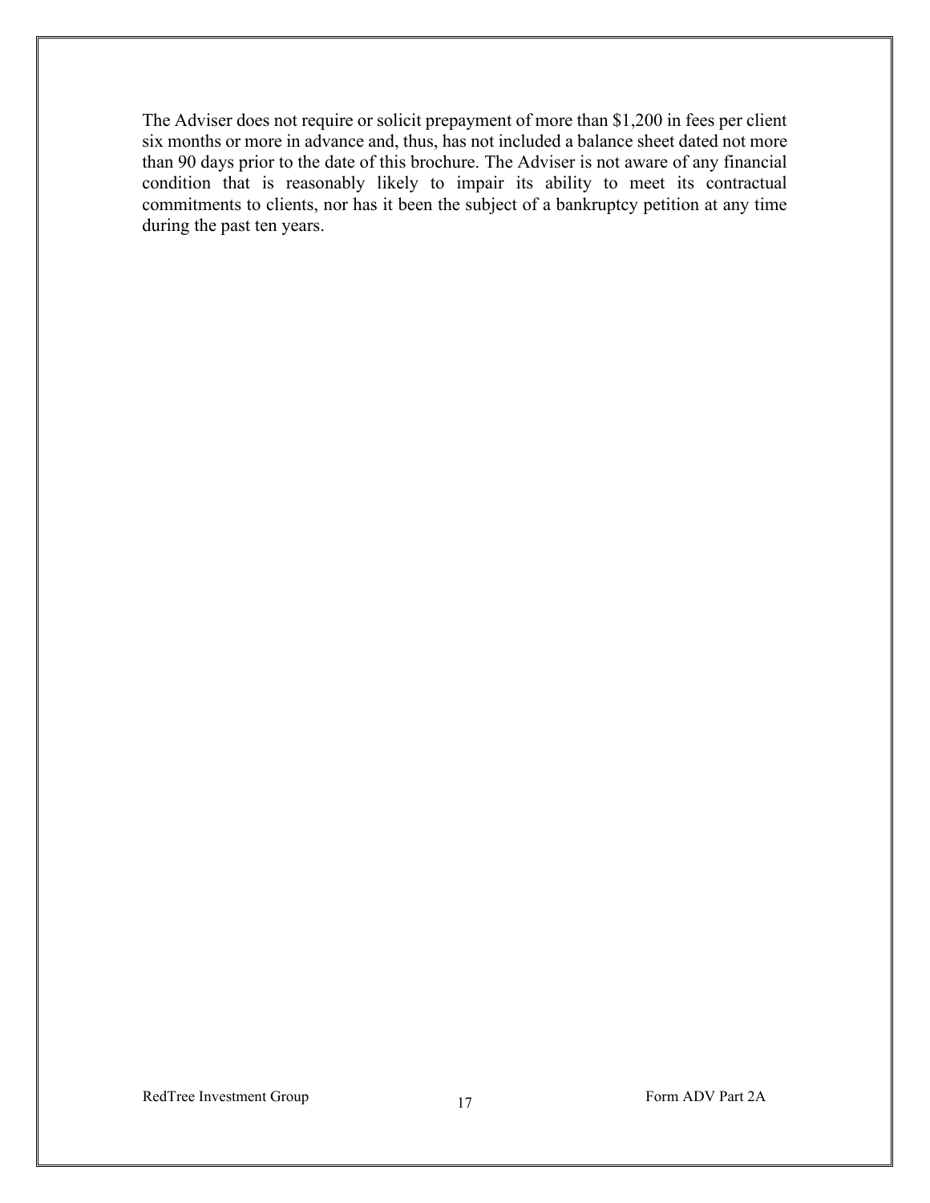The Adviser does not require or solicit prepayment of more than $1,200 in fees per client six months or more in advance and, thus, has not included a balance sheet dated not more than 90 days prior to the date of this brochure. The Adviser is not aware of any financial condition that is reasonably likely to impair its ability to meet its contractual commitments to clients, nor has it been the subject of a bankruptcy petition at any time during the past ten years.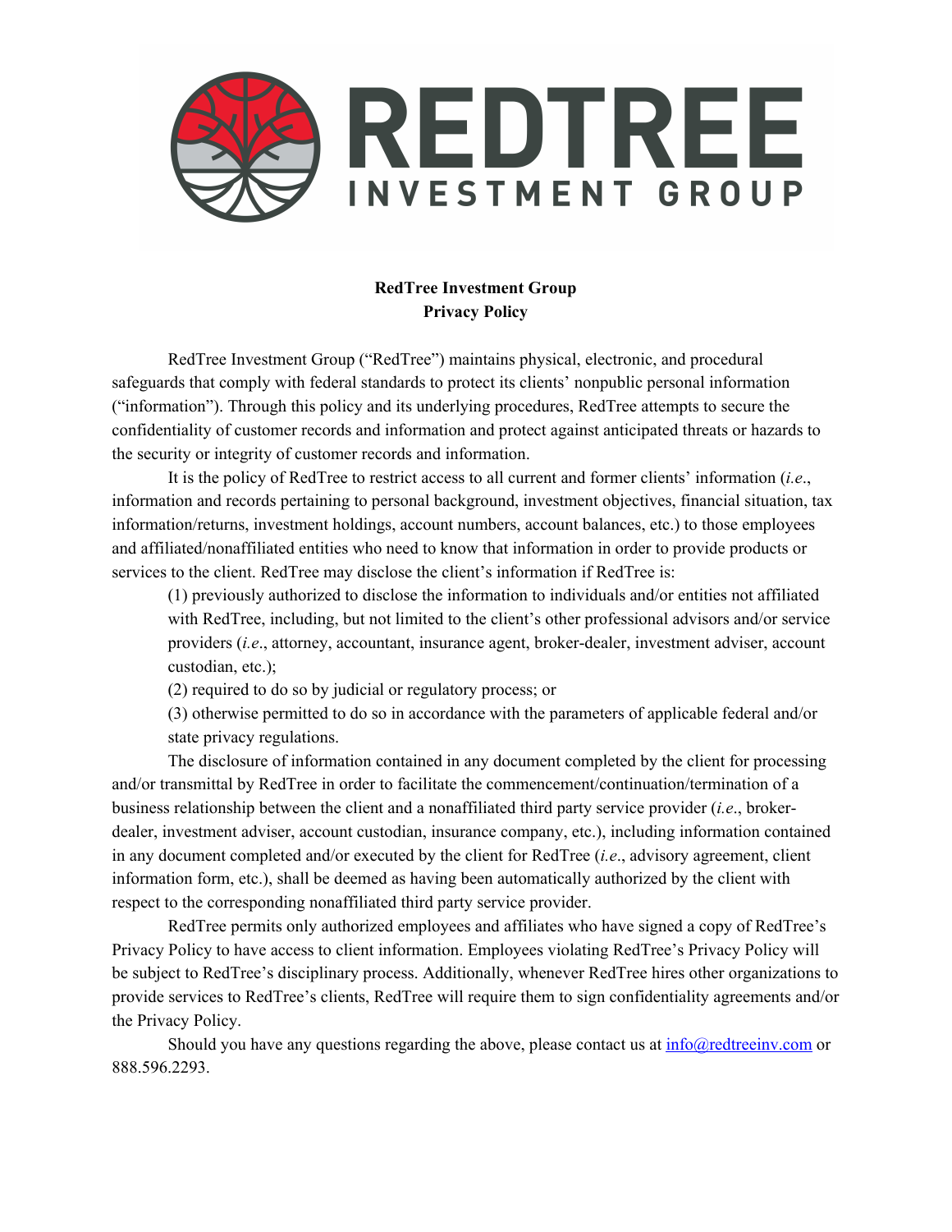**RedTree Investment Group**
**Privacy Policy**

RedTree Investment Group ("RedTree") maintains physical, electronic, and procedural safeguards that comply with federal standards to protect its clients' nonpublic personal information ("information"). Through this policy and its underlying procedures, RedTree attempts to secure the confidentiality of customer records and information and protect against anticipated threats or hazards to the security or integrity of customer records and information.

It is the policy of RedTree to restrict access to all current and former clients' information (*i.e*., information and records pertaining to personal background, investment objectives, financial situation, tax information/returns, investment holdings, account numbers, account balances, etc.) to those employees and affiliated/nonaffiliated entities who need to know that information in order to provide products or services to the client. RedTree may disclose the client's information if RedTree is:

(1) previously authorized to disclose the information to individuals and/or entities not affiliated with RedTree, including, but not limited to the client's other professional advisors and/or service providers (*i.e*., attorney, accountant, insurance agent, broker-dealer, investment adviser, account custodian, etc.);

(2) required to do so by judicial or regulatory process; or

(3) otherwise permitted to do so in accordance with the parameters of applicable federal and/or state privacy regulations.

The disclosure of information contained in any document completed by the client for processing and/or transmittal by RedTree in order to facilitate the commencement/continuation/termination of a business relationship between the client and a nonaffiliated third party service provider (*i.e*., broker-dealer, investment adviser, account custodian, insurance company, etc.), including information contained in any document completed and/or executed by the client for RedTree (*i.e*., advisory agreement, client information form, etc.), shall be deemed as having been automatically authorized by the client with respect to the corresponding nonaffiliated third party service provider.

RedTree permits only authorized employees and affiliates who have signed a copy of RedTree's Privacy Policy to have access to client information. Employees violating RedTree's Privacy Policy will be subject to RedTree's disciplinary process. Additionally, whenever RedTree hires other organizations to provide services to RedTree's clients, RedTree will require them to sign confidentiality agreements and/or the Privacy Policy.

Should you have any questions regarding the above, please contact us at info@redtreeinv.com or 888.596.2293.